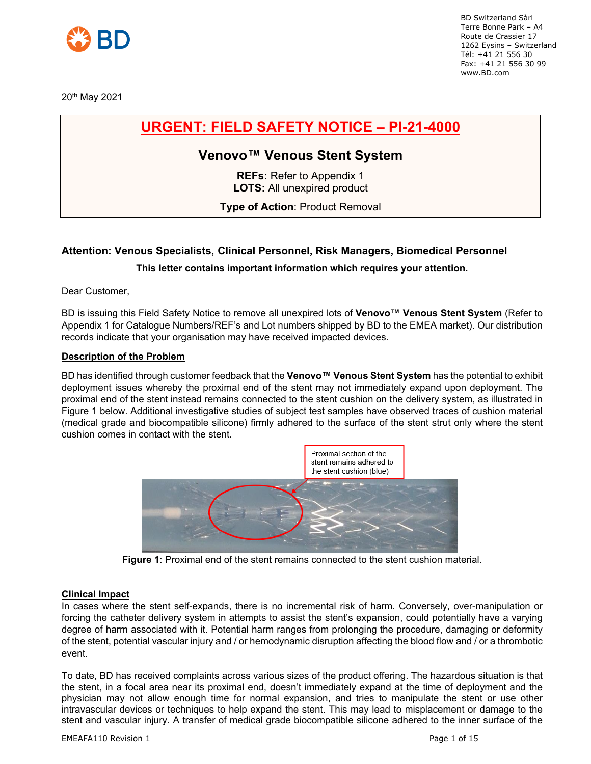BD Switzerland Sàrl
Terre Bonne Park – A4
Route de Crassier 17
1262 Eysins – Switzerland
Tél: +41 21 556 30
Fax: +41 21 556 30 99
www.BD.com

20th May 2021

# URGENT: FIELD SAFETY NOTICE – PI-21-4000

## Venovo™ Venous Stent System

**REFs:** Refer to Appendix 1
**LOTS:** All unexpired product

**Type of Action**: Product Removal

### Attention: Venous Specialists, Clinical Personnel, Risk Managers, Biomedical Personnel

**This letter contains important information which requires your attention.**

Dear Customer,

BD is issuing this Field Safety Notice to remove all unexpired lots of **Venovo™ Venous Stent System** (Refer to Appendix 1 for Catalogue Numbers/REF's and Lot numbers shipped by BD to the EMEA market). Our distribution records indicate that your organisation may have received impacted devices.

**Description of the Problem**

BD has identified through customer feedback that the **Venovo™ Venous Stent System** has the potential to exhibit deployment issues whereby the proximal end of the stent may not immediately expand upon deployment. The proximal end of the stent instead remains connected to the stent cushion on the delivery system, as illustrated in Figure 1 below. Additional investigative studies of subject test samples have observed traces of cushion material (medical grade and biocompatible silicone) firmly adhered to the surface of the stent strut only where the stent cushion comes in contact with the stent.

Proximal section of the stent remains adhered to the stent cushion (blue)

**Figure 1**: Proximal end of the stent remains connected to the stent cushion material.

**Clinical Impact**

In cases where the stent self-expands, there is no incremental risk of harm. Conversely, over-manipulation or forcing the catheter delivery system in attempts to assist the stent's expansion, could potentially have a varying degree of harm associated with it. Potential harm ranges from prolonging the procedure, damaging or deformity of the stent, potential vascular injury and / or hemodynamic disruption affecting the blood flow and / or a thrombotic event.

To date, BD has received complaints across various sizes of the product offering. The hazardous situation is that the stent, in a focal area near its proximal end, doesn't immediately expand at the time of deployment and the physician may not allow enough time for normal expansion, and tries to manipulate the stent or use other intravascular devices or techniques to help expand the stent. This may lead to misplacement or damage to the stent and vascular injury. A transfer of medical grade biocompatible silicone adhered to the inner surface of the

EMEAFA110 Revision 1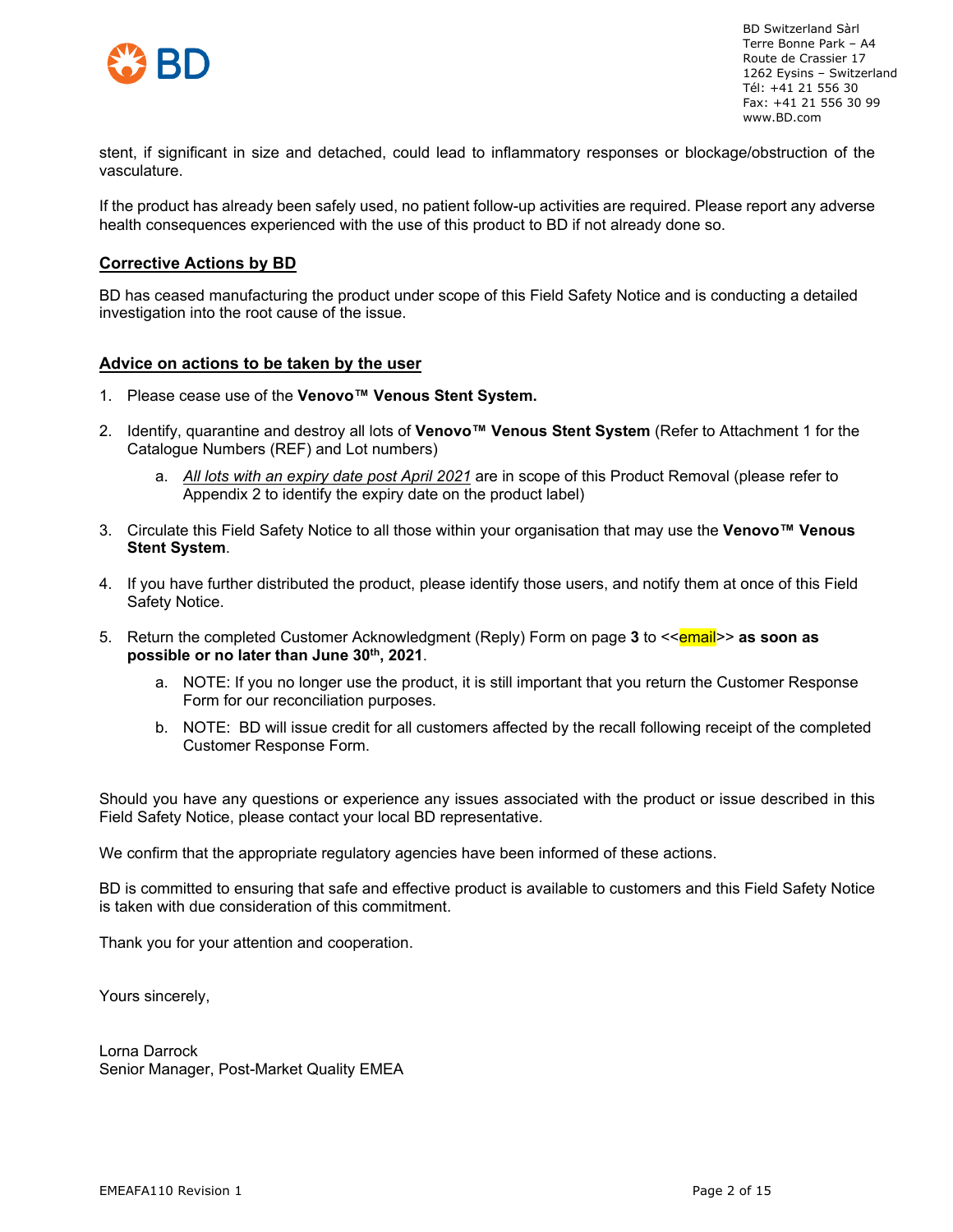stent, if significant in size and detached, could lead to inflammatory responses or blockage/obstruction of the vasculature.

If the product has already been safely used, no patient follow-up activities are required. Please report any adverse health consequences experienced with the use of this product to BD if not already done so.

## Corrective Actions by BD

BD has ceased manufacturing the product under scope of this Field Safety Notice and is conducting a detailed investigation into the root cause of the issue.

## Advice on actions to be taken by the user

1. Please cease use of the **Venovo™ Venous Stent System.**
2. Identify, quarantine and destroy all lots of **Venovo™ Venous Stent System** (Refer to Attachment 1 for the Catalogue Numbers (REF) and Lot numbers)
   a. *All lots with an expiry date post April 2021* are in scope of this Product Removal (please refer to Appendix 2 to identify the expiry date on the product label)
3. Circulate this Field Safety Notice to all those within your organisation that may use the **Venovo™ Venous Stent System**.
4. If you have further distributed the product, please identify those users, and notify them at once of this Field Safety Notice.
5. Return the completed Customer Acknowledgment (Reply) Form on page **3** to <<email>> **as soon as possible or no later than June 30th, 2021**.
   a. NOTE: If you no longer use the product, it is still important that you return the Customer Response Form for our reconciliation purposes.
   b. NOTE: BD will issue credit for all customers affected by the recall following receipt of the completed Customer Response Form.

Should you have any questions or experience any issues associated with the product or issue described in this Field Safety Notice, please contact your local BD representative.

We confirm that the appropriate regulatory agencies have been informed of these actions.

BD is committed to ensuring that safe and effective product is available to customers and this Field Safety Notice is taken with due consideration of this commitment.

Thank you for your attention and cooperation.

Yours sincerely,

Lorna Darrock
Senior Manager, Post-Market Quality EMEA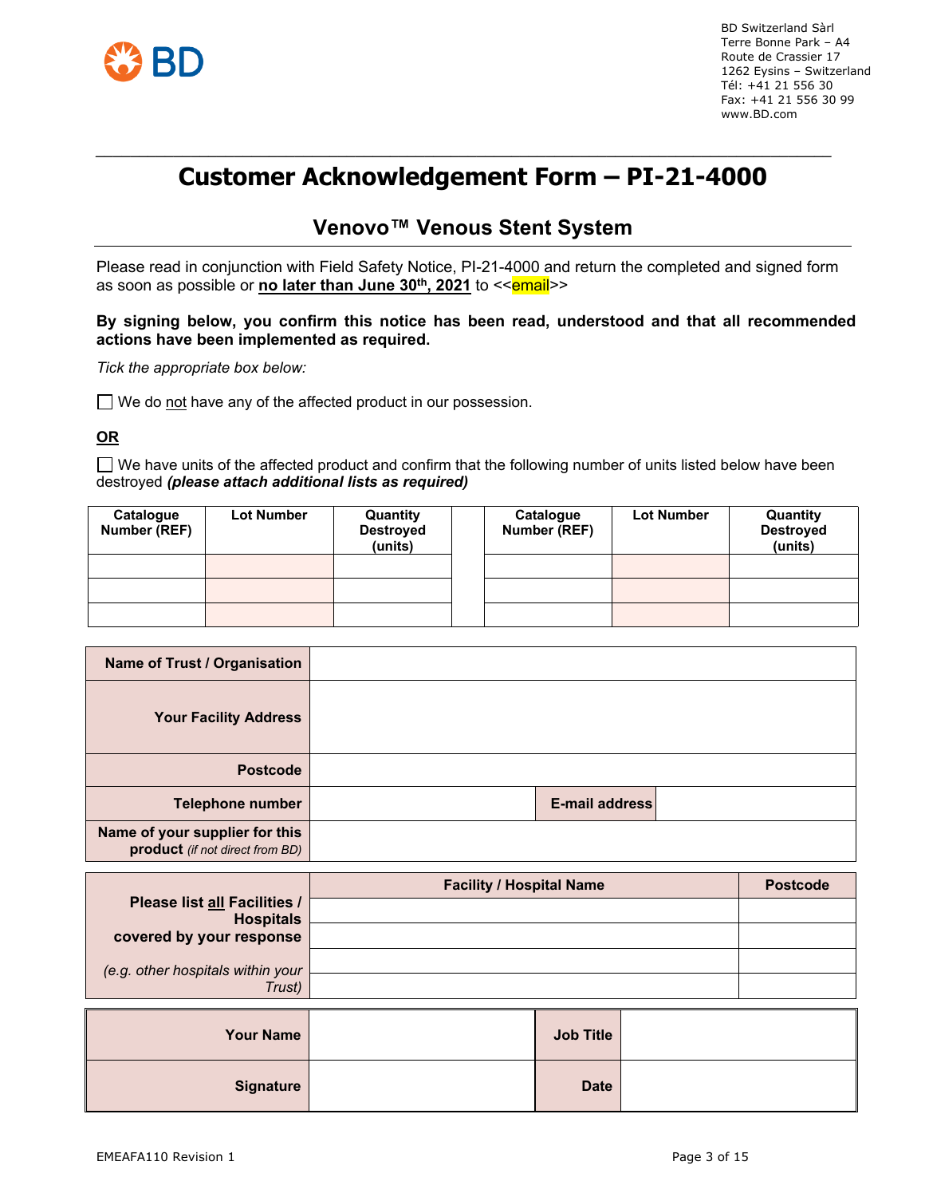BD Switzerland Sàrl
Terre Bonne Park – A4
Route de Crassier 17
1262 Eysins – Switzerland
Tél: +41 21 556 30
Fax: +41 21 556 30 99
www.BD.com

# Customer Acknowledgement Form – PI-21-4000

## Venovo™ Venous Stent System

Please read in conjunction with Field Safety Notice, PI-21-4000 and return the completed and signed form as soon as possible or **no later than June 30th, 2021** to <<email>>

**By signing below, you confirm this notice has been read, understood and that all recommended actions have been implemented as required.**

*Tick the appropriate box below:*

☐ We do not have any of the affected product in our possession.

**OR**

☐ We have units of the affected product and confirm that the following number of units listed below have been destroyed ***(please attach additional lists as required)***

| Catalogue Number (REF) | Lot Number | Quantity Destroyed (units) | | Catalogue Number (REF) | Lot Number | Quantity Destroyed (units) |
|---|---|---|---|---|---|---|
| | | | | | | |
| | | | | | | |
| | | | | | | |

| | | | |
|---|---|---|---|
| **Name of Trust / Organisation** | | | |
| **Your Facility Address** | | | |
| **Postcode** | | | |
| **Telephone number** | | **E-mail address** | |
| **Name of your supplier for this product** *(if not direct from BD)* | | | |

| **Please list all Facilities / Hospitals covered by your response** *(e.g. other hospitals within your Trust)* | **Facility / Hospital Name** | **Postcode** |
|---|---|---|
| | | |
| | | |
| | | |
| | | |

| | | | |
|---|---|---|---|
| **Your Name** | | **Job Title** | |
| **Signature** | | **Date** | |

EMEAFA110 Revision 1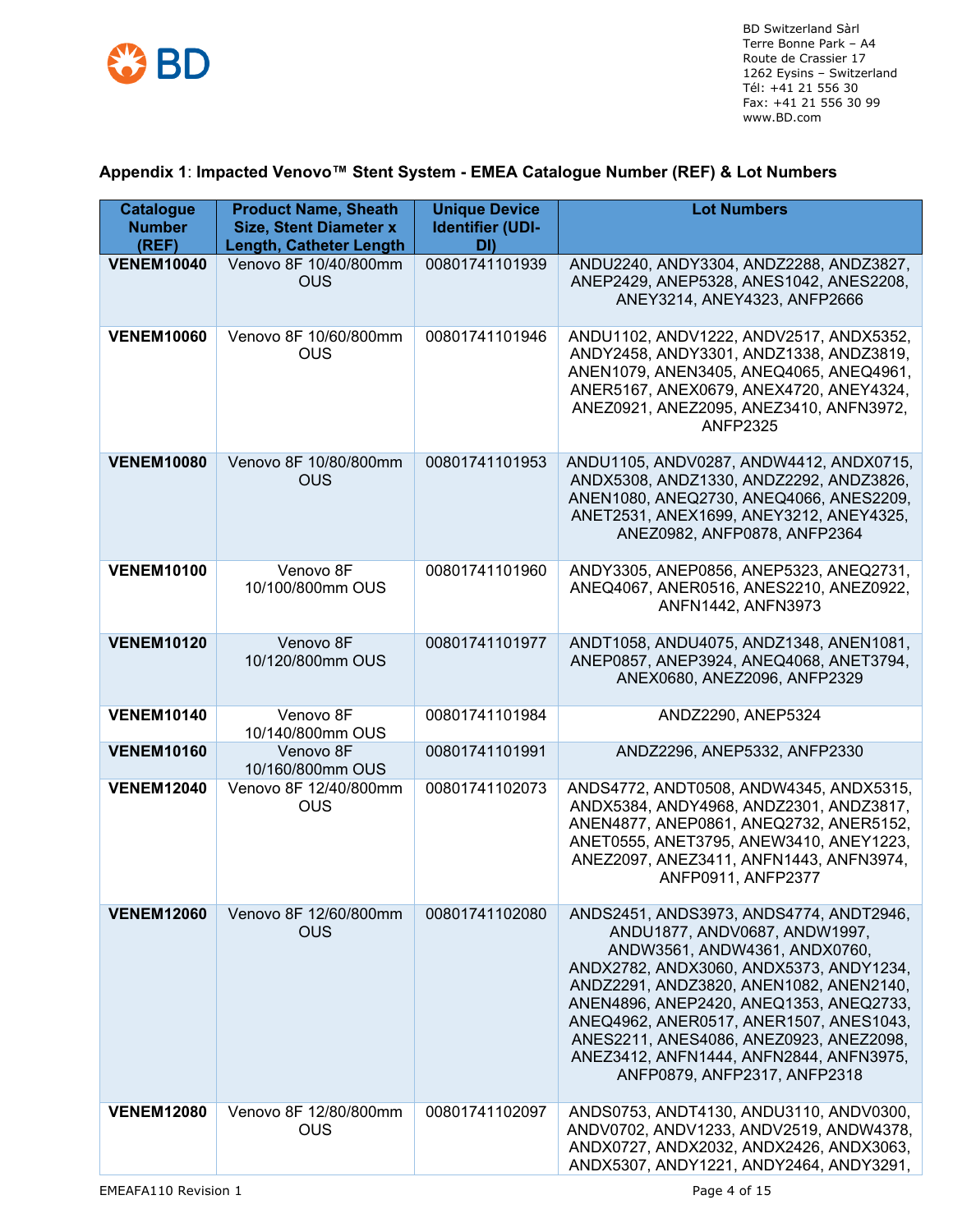BD Switzerland Sàrl
Terre Bonne Park – A4
Route de Crassier 17
1262 Eysins – Switzerland
Tél: +41 21 556 30
Fax: +41 21 556 30 99
www.BD.com

**Appendix 1**: **Impacted Venovo™ Stent System - EMEA Catalogue Number (REF) & Lot Numbers**

| Catalogue Number (REF) | Product Name, Sheath Size, Stent Diameter x Length, Catheter Length | Unique Device Identifier (UDI-DI) | Lot Numbers |
|---|---|---|---|
| **VENEM10040** | Venovo 8F 10/40/800mm OUS | 00801741101939 | ANDU2240, ANDY3304, ANDZ2288, ANDZ3827, ANEP2429, ANEP5328, ANES1042, ANES2208, ANEY3214, ANEY4323, ANFP2666 |
| **VENEM10060** | Venovo 8F 10/60/800mm OUS | 00801741101946 | ANDU1102, ANDV1222, ANDV2517, ANDX5352, ANDY2458, ANDY3301, ANDZ1338, ANDZ3819, ANEN1079, ANEN3405, ANEQ4065, ANEQ4961, ANER5167, ANEX0679, ANEX4720, ANEY4324, ANEZ0921, ANEZ2095, ANEZ3410, ANFN3972, ANFP2325 |
| **VENEM10080** | Venovo 8F 10/80/800mm OUS | 00801741101953 | ANDU1105, ANDV0287, ANDW4412, ANDX0715, ANDX5308, ANDZ1330, ANDZ2292, ANDZ3826, ANEN1080, ANEQ2730, ANEQ4066, ANES2209, ANET2531, ANEX1699, ANEY3212, ANEY4325, ANEZ0982, ANFP0878, ANFP2364 |
| **VENEM10100** | Venovo 8F 10/100/800mm OUS | 00801741101960 | ANDY3305, ANEP0856, ANEP5323, ANEQ2731, ANEQ4067, ANER0516, ANES2210, ANEZ0922, ANFN1442, ANFN3973 |
| **VENEM10120** | Venovo 8F 10/120/800mm OUS | 00801741101977 | ANDT1058, ANDU4075, ANDZ1348, ANEN1081, ANEP0857, ANEP3924, ANEQ4068, ANET3794, ANEX0680, ANEZ2096, ANFP2329 |
| **VENEM10140** | Venovo 8F 10/140/800mm OUS | 00801741101984 | ANDZ2290, ANEP5324 |
| **VENEM10160** | Venovo 8F 10/160/800mm OUS | 00801741101991 | ANDZ2296, ANEP5332, ANFP2330 |
| **VENEM12040** | Venovo 8F 12/40/800mm OUS | 00801741102073 | ANDS4772, ANDT0508, ANDW4345, ANDX5315, ANDX5384, ANDY4968, ANDZ2301, ANDZ3817, ANEN4877, ANEP0861, ANEQ2732, ANER5152, ANET0555, ANET3795, ANEW3410, ANEY1223, ANEZ2097, ANEZ3411, ANFN1443, ANFN3974, ANFP0911, ANFP2377 |
| **VENEM12060** | Venovo 8F 12/60/800mm OUS | 00801741102080 | ANDS2451, ANDS3973, ANDS4774, ANDT2946, ANDU1877, ANDV0687, ANDW1997, ANDW3561, ANDW4361, ANDX0760, ANDX2782, ANDX3060, ANDX5373, ANDY1234, ANDZ2291, ANDZ3820, ANEN1082, ANEN2140, ANEN4896, ANEP2420, ANEQ1353, ANEQ2733, ANEQ4962, ANER0517, ANER1507, ANES1043, ANES2211, ANES4086, ANEZ0923, ANEZ2098, ANEZ3412, ANFN1444, ANFN2844, ANFN3975, ANFP0879, ANFP2317, ANFP2318 |
| **VENEM12080** | Venovo 8F 12/80/800mm OUS | 00801741102097 | ANDS0753, ANDT4130, ANDU3110, ANDV0300, ANDV0702, ANDV1233, ANDV2519, ANDW4378, ANDX0727, ANDX2032, ANDX2426, ANDX3063, ANDX5307, ANDY1221, ANDY2464, ANDY3291, |

EMEAFA110 Revision 1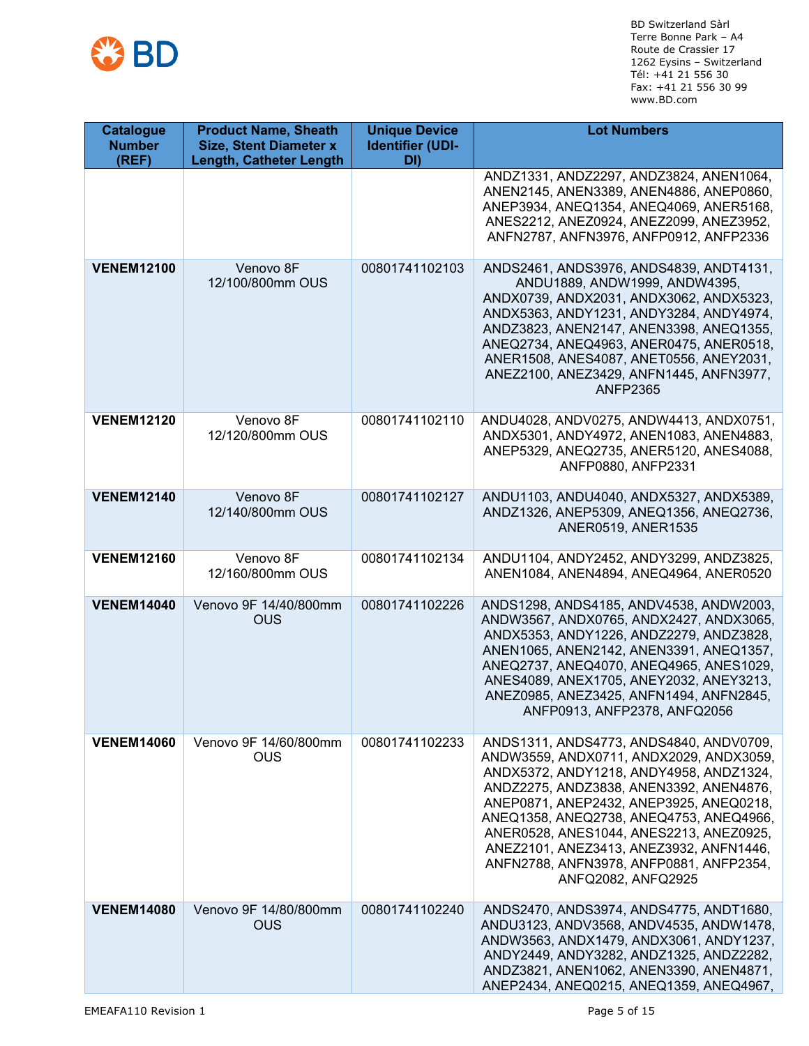| Catalogue Number (REF) | Product Name, Sheath Size, Stent Diameter x Length, Catheter Length | Unique Device Identifier (UDI-DI) | Lot Numbers |
|---|---|---|---|
| | | | ANDZ1331, ANDZ2297, ANDZ3824, ANEN1064, ANEN2145, ANEN3389, ANEN4886, ANEP0860, ANEP3934, ANEQ1354, ANEQ4069, ANER5168, ANES2212, ANEZ0924, ANEZ2099, ANEZ3952, ANFN2787, ANFN3976, ANFP0912, ANFP2336 |
| **VENEM12100** | Venovo 8F 12/100/800mm OUS | 00801741102103 | ANDS2461, ANDS3976, ANDS4839, ANDT4131, ANDU1889, ANDW1999, ANDW4395, ANDX0739, ANDX2031, ANDX3062, ANDX5323, ANDX5363, ANDY1231, ANDY3284, ANDY4974, ANDZ3823, ANEN2147, ANEN3398, ANEQ1355, ANEQ2734, ANEQ4963, ANER0475, ANER0518, ANER1508, ANES4087, ANET0556, ANEY2031, ANEZ2100, ANEZ3429, ANFN1445, ANFN3977, ANFP2365 |
| **VENEM12120** | Venovo 8F 12/120/800mm OUS | 00801741102110 | ANDU4028, ANDV0275, ANDW4413, ANDX0751, ANDX5301, ANDY4972, ANEN1083, ANEN4883, ANEP5329, ANEQ2735, ANER5120, ANES4088, ANFP0880, ANFP2331 |
| **VENEM12140** | Venovo 8F 12/140/800mm OUS | 00801741102127 | ANDU1103, ANDU4040, ANDX5327, ANDX5389, ANDZ1326, ANEP5309, ANEQ1356, ANEQ2736, ANER0519, ANER1535 |
| **VENEM12160** | Venovo 8F 12/160/800mm OUS | 00801741102134 | ANDU1104, ANDY2452, ANDY3299, ANDZ3825, ANEN1084, ANEN4894, ANEQ4964, ANER0520 |
| **VENEM14040** | Venovo 9F 14/40/800mm OUS | 00801741102226 | ANDS1298, ANDS4185, ANDV4538, ANDW2003, ANDW3567, ANDX0765, ANDX2427, ANDX3065, ANDX5353, ANDY1226, ANDZ2279, ANDZ3828, ANEN1065, ANEN2142, ANEN3391, ANEQ1357, ANEQ2737, ANEQ4070, ANEQ4965, ANES1029, ANES4089, ANEX1705, ANEY2032, ANEY3213, ANEZ0985, ANEZ3425, ANFN1494, ANFN2845, ANFP0913, ANFP2378, ANFQ2056 |
| **VENEM14060** | Venovo 9F 14/60/800mm OUS | 00801741102233 | ANDS1311, ANDS4773, ANDS4840, ANDV0709, ANDW3559, ANDX0711, ANDX2029, ANDX3059, ANDX5372, ANDY1218, ANDY4958, ANDZ1324, ANDZ2275, ANDZ3838, ANEN3392, ANEN4876, ANEP0871, ANEP2432, ANEP3925, ANEQ0218, ANEQ1358, ANEQ2738, ANEQ4753, ANEQ4966, ANER0528, ANES1044, ANES2213, ANEZ0925, ANEZ2101, ANEZ3413, ANEZ3932, ANFN1446, ANFN2788, ANFN3978, ANFP0881, ANFP2354, ANFQ2082, ANFQ2925 |
| **VENEM14080** | Venovo 9F 14/80/800mm OUS | 00801741102240 | ANDS2470, ANDS3974, ANDS4775, ANDT1680, ANDU3123, ANDV3568, ANDV4535, ANDW1478, ANDW3563, ANDX1479, ANDX3061, ANDY1237, ANDY2449, ANDY3282, ANDZ1325, ANDZ2282, ANDZ3821, ANEN1062, ANEN3390, ANEN4871, ANEP2434, ANEQ0215, ANEQ1359, ANEQ4967, |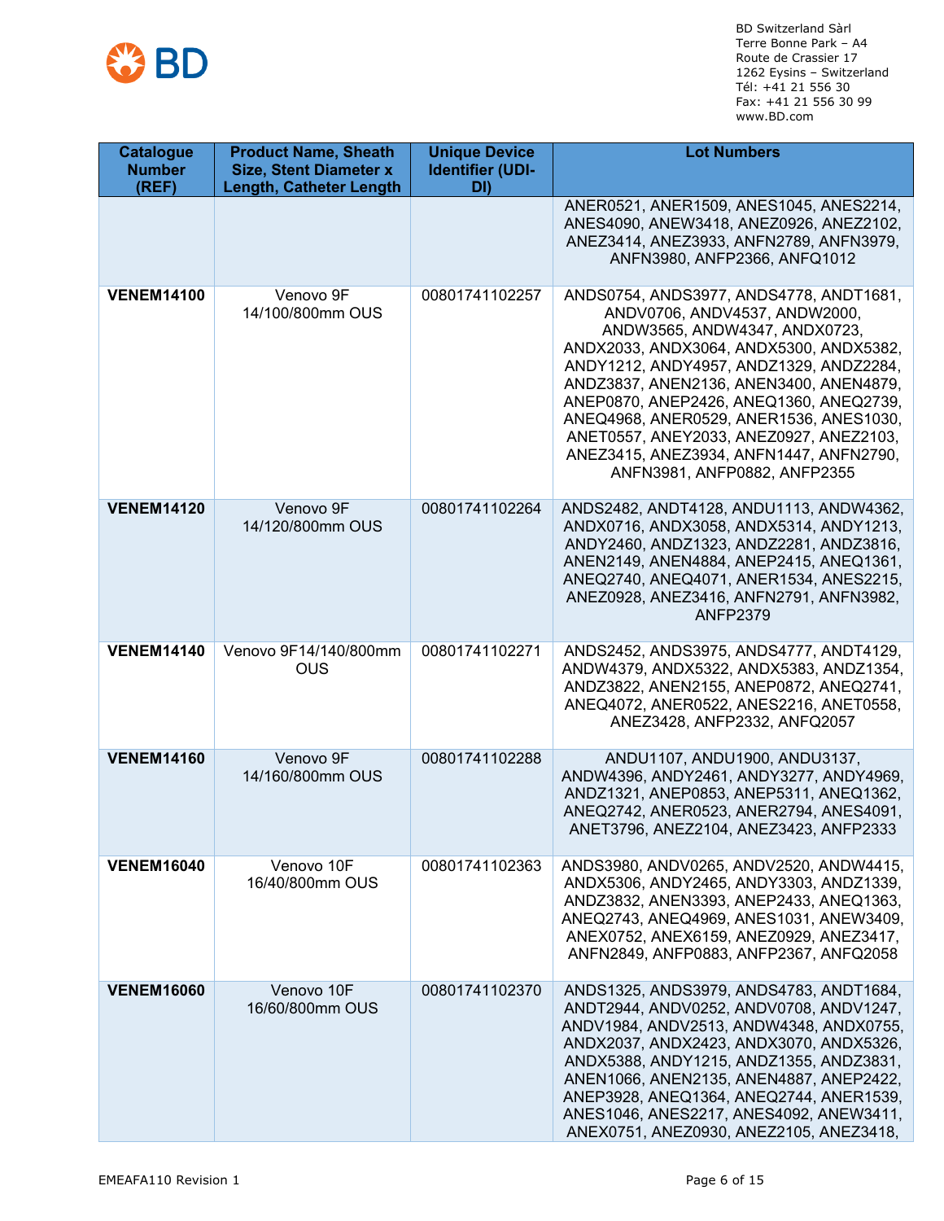BD Switzerland Sàrl
Terre Bonne Park – A4
Route de Crassier 17
1262 Eysins – Switzerland
Tél: +41 21 556 30
Fax: +41 21 556 30 99
www.BD.com

| Catalogue Number (REF) | Product Name, Sheath Size, Stent Diameter x Length, Catheter Length | Unique Device Identifier (UDI-DI) | Lot Numbers |
|---|---|---|---|
| | | | ANER0521, ANER1509, ANES1045, ANES2214, ANES4090, ANEW3418, ANEZ0926, ANEZ2102, ANEZ3414, ANEZ3933, ANFN2789, ANFN3979, ANFN3980, ANFP2366, ANFQ1012 |
| **VENEM14100** | Venovo 9F 14/100/800mm OUS | 00801741102257 | ANDS0754, ANDS3977, ANDS4778, ANDT1681, ANDV0706, ANDV4537, ANDW2000, ANDW3565, ANDW4347, ANDX0723, ANDX2033, ANDX3064, ANDX5300, ANDX5382, ANDY1212, ANDY4957, ANDZ1329, ANDZ2284, ANDZ3837, ANEN2136, ANEN3400, ANEN4879, ANEP0870, ANEP2426, ANEQ1360, ANEQ2739, ANEQ4968, ANER0529, ANER1536, ANES1030, ANET0557, ANEY2033, ANEZ0927, ANEZ2103, ANEZ3415, ANEZ3934, ANFN1447, ANFN2790, ANFN3981, ANFP0882, ANFP2355 |
| **VENEM14120** | Venovo 9F 14/120/800mm OUS | 00801741102264 | ANDS2482, ANDT4128, ANDU1113, ANDW4362, ANDX0716, ANDX3058, ANDX5314, ANDY1213, ANDY2460, ANDZ1323, ANDZ2281, ANDZ3816, ANEN2149, ANEN4884, ANEP2415, ANEQ1361, ANEQ2740, ANEQ4071, ANER1534, ANES2215, ANEZ0928, ANEZ3416, ANFN2791, ANFN3982, ANFP2379 |
| **VENEM14140** | Venovo 9F14/140/800mm OUS | 00801741102271 | ANDS2452, ANDS3975, ANDS4777, ANDT4129, ANDW4379, ANDX5322, ANDX5383, ANDZ1354, ANDZ3822, ANEN2155, ANEP0872, ANEQ2741, ANEQ4072, ANER0522, ANES2216, ANET0558, ANEZ3428, ANFP2332, ANFQ2057 |
| **VENEM14160** | Venovo 9F 14/160/800mm OUS | 00801741102288 | ANDU1107, ANDU1900, ANDU3137, ANDW4396, ANDY2461, ANDY3277, ANDY4969, ANDZ1321, ANEP0853, ANEP5311, ANEQ1362, ANEQ2742, ANER0523, ANER2794, ANES4091, ANET3796, ANEZ2104, ANEZ3423, ANFP2333 |
| **VENEM16040** | Venovo 10F 16/40/800mm OUS | 00801741102363 | ANDS3980, ANDV0265, ANDV2520, ANDW4415, ANDX5306, ANDY2465, ANDY3303, ANDZ1339, ANDZ3832, ANEN3393, ANEP2433, ANEQ1363, ANEQ2743, ANEQ4969, ANES1031, ANEW3409, ANEX0752, ANEX6159, ANEZ0929, ANEZ3417, ANFN2849, ANFP0883, ANFP2367, ANFQ2058 |
| **VENEM16060** | Venovo 10F 16/60/800mm OUS | 00801741102370 | ANDS1325, ANDS3979, ANDS4783, ANDT1684, ANDT2944, ANDV0252, ANDV0708, ANDV1247, ANDV1984, ANDV2513, ANDW4348, ANDX0755, ANDX2037, ANDX2423, ANDX3070, ANDX5326, ANDX5388, ANDY1215, ANDZ1355, ANDZ3831, ANEN1066, ANEN2135, ANEN4887, ANEP2422, ANEP3928, ANEQ1364, ANEQ2744, ANER1539, ANES1046, ANES2217, ANES4092, ANEW3411, ANEX0751, ANEZ0930, ANEZ2105, ANEZ3418, |

EMEAFA110 Revision 1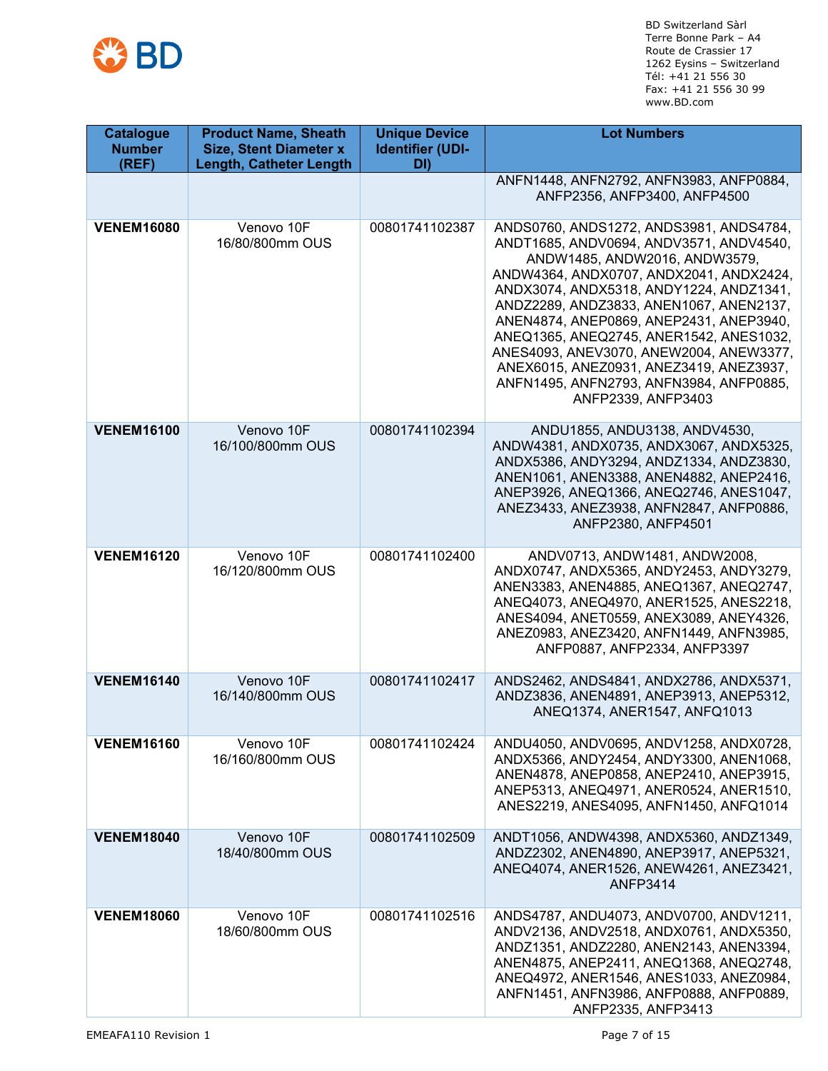BD Switzerland Sàrl
Terre Bonne Park – A4
Route de Crassier 17
1262 Eysins – Switzerland
Tél: +41 21 556 30
Fax: +41 21 556 30 99
www.BD.com

| Catalogue Number (REF) | Product Name, Sheath Size, Stent Diameter x Length, Catheter Length | Unique Device Identifier (UDI-DI) | Lot Numbers |
|---|---|---|---|
| | | | ANFN1448, ANFN2792, ANFN3983, ANFP0884, ANFP2356, ANFP3400, ANFP4500 |
| **VENEM16080** | Venovo 10F 16/80/800mm OUS | 00801741102387 | ANDS0760, ANDS1272, ANDS3981, ANDS4784, ANDT1685, ANDV0694, ANDV3571, ANDV4540, ANDW1485, ANDW2016, ANDW3579, ANDW4364, ANDX0707, ANDX2041, ANDX2424, ANDX3074, ANDX5318, ANDY1224, ANDZ1341, ANDZ2289, ANDZ3833, ANEN1067, ANEN2137, ANEN4874, ANEP0869, ANEP2431, ANEP3940, ANEQ1365, ANEQ2745, ANER1542, ANES1032, ANES4093, ANEV3070, ANEW2004, ANEW3377, ANEX6015, ANEZ0931, ANEZ3419, ANEZ3937, ANFN1495, ANFN2793, ANFN3984, ANFP0885, ANFP2339, ANFP3403 |
| **VENEM16100** | Venovo 10F 16/100/800mm OUS | 00801741102394 | ANDU1855, ANDU3138, ANDV4530, ANDW4381, ANDX0735, ANDX3067, ANDX5325, ANDX5386, ANDY3294, ANDZ1334, ANDZ3830, ANEN1061, ANEN3388, ANEN4882, ANEP2416, ANEP3926, ANEQ1366, ANEQ2746, ANES1047, ANEZ3433, ANEZ3938, ANFN2847, ANFP0886, ANFP2380, ANFP4501 |
| **VENEM16120** | Venovo 10F 16/120/800mm OUS | 00801741102400 | ANDV0713, ANDW1481, ANDW2008, ANDX0747, ANDX5365, ANDY2453, ANDY3279, ANEN3383, ANEN4885, ANEQ1367, ANEQ2747, ANEQ4073, ANEQ4970, ANER1525, ANES2218, ANES4094, ANET0559, ANEX3089, ANEY4326, ANEZ0983, ANEZ3420, ANFN1449, ANFN3985, ANFP0887, ANFP2334, ANFP3397 |
| **VENEM16140** | Venovo 10F 16/140/800mm OUS | 00801741102417 | ANDS2462, ANDS4841, ANDX2786, ANDX5371, ANDZ3836, ANEN4891, ANEP3913, ANEP5312, ANEQ1374, ANER1547, ANFQ1013 |
| **VENEM16160** | Venovo 10F 16/160/800mm OUS | 00801741102424 | ANDU4050, ANDV0695, ANDV1258, ANDX0728, ANDX5366, ANDY2454, ANDY3300, ANEN1068, ANEN4878, ANEP0858, ANEP2410, ANEP3915, ANEP5313, ANEQ4971, ANER0524, ANER1510, ANES2219, ANES4095, ANFN1450, ANFQ1014 |
| **VENEM18040** | Venovo 10F 18/40/800mm OUS | 00801741102509 | ANDT1056, ANDW4398, ANDX5360, ANDZ1349, ANDZ2302, ANEN4890, ANEP3917, ANEP5321, ANEQ4074, ANER1526, ANEW4261, ANEZ3421, ANFP3414 |
| **VENEM18060** | Venovo 10F 18/60/800mm OUS | 00801741102516 | ANDS4787, ANDU4073, ANDV0700, ANDV1211, ANDV2136, ANDV2518, ANDX0761, ANDX5350, ANDZ1351, ANDZ2280, ANEN2143, ANEN3394, ANEN4875, ANEP2411, ANEQ1368, ANEQ2748, ANEQ4972, ANER1546, ANES1033, ANEZ0984, ANFN1451, ANFN3986, ANFP0888, ANFP0889, ANFP2335, ANFP3413 |

EMEAFA110 Revision 1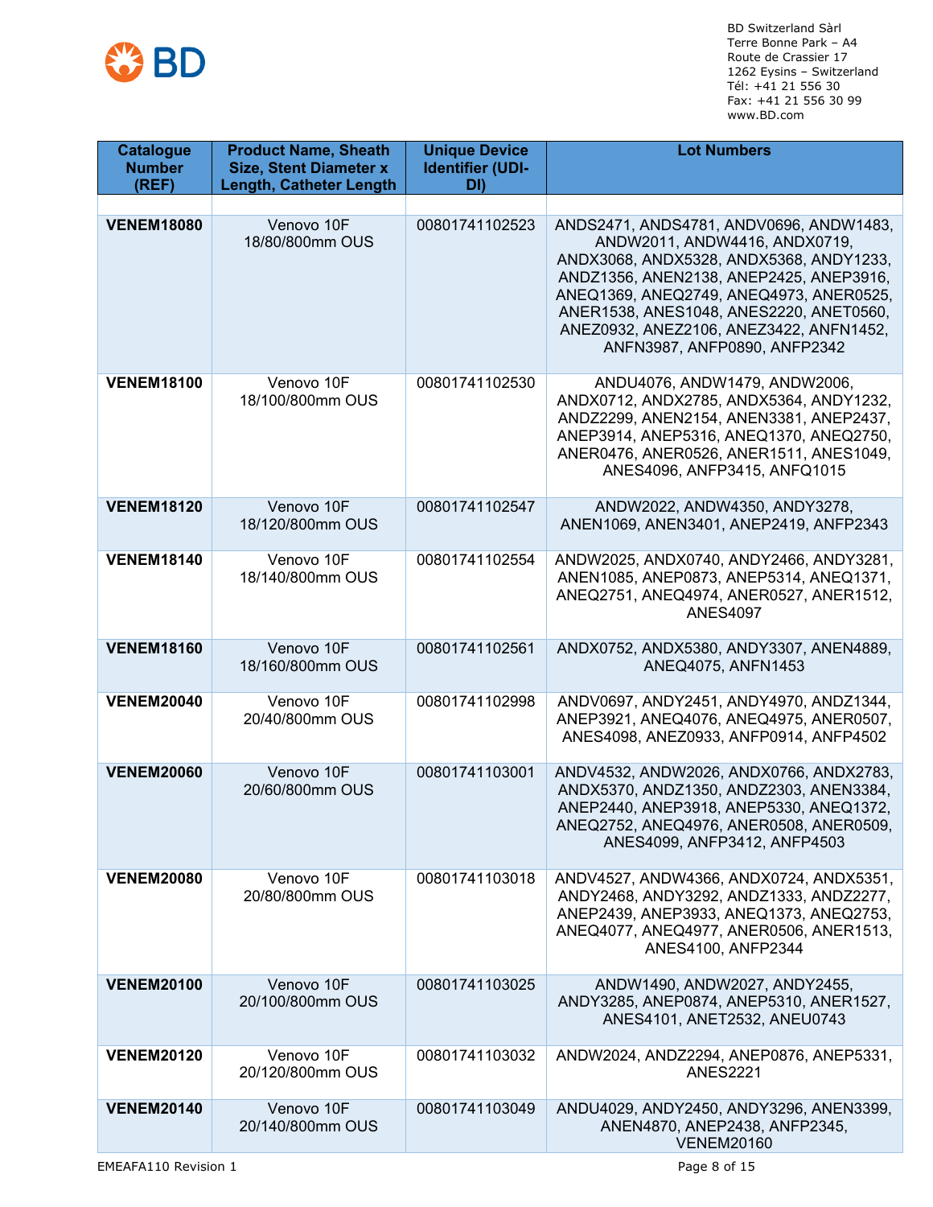BD Switzerland Sàrl
Terre Bonne Park – A4
Route de Crassier 17
1262 Eysins – Switzerland
Tél: +41 21 556 30
Fax: +41 21 556 30 99
www.BD.com

| Catalogue Number (REF) | Product Name, Sheath Size, Stent Diameter x Length, Catheter Length | Unique Device Identifier (UDI-DI) | Lot Numbers |
|---|---|---|---|
| | | | |
| **VENEM18080** | Venovo 10F 18/80/800mm OUS | 00801741102523 | ANDS2471, ANDS4781, ANDV0696, ANDW1483, ANDW2011, ANDW4416, ANDX0719, ANDX3068, ANDX5328, ANDX5368, ANDY1233, ANDZ1356, ANEN2138, ANEP2425, ANEP3916, ANEQ1369, ANEQ2749, ANEQ4973, ANER0525, ANER1538, ANES1048, ANES2220, ANET0560, ANEZ0932, ANEZ2106, ANEZ3422, ANFN1452, ANFN3987, ANFP0890, ANFP2342 |
| **VENEM18100** | Venovo 10F 18/100/800mm OUS | 00801741102530 | ANDU4076, ANDW1479, ANDW2006, ANDX0712, ANDX2785, ANDX5364, ANDY1232, ANDZ2299, ANEN2154, ANEN3381, ANEP2437, ANEP3914, ANEP5316, ANEQ1370, ANEQ2750, ANER0476, ANER0526, ANER1511, ANES1049, ANES4096, ANFP3415, ANFQ1015 |
| **VENEM18120** | Venovo 10F 18/120/800mm OUS | 00801741102547 | ANDW2022, ANDW4350, ANDY3278, ANEN1069, ANEN3401, ANEP2419, ANFP2343 |
| **VENEM18140** | Venovo 10F 18/140/800mm OUS | 00801741102554 | ANDW2025, ANDX0740, ANDY2466, ANDY3281, ANEN1085, ANEP0873, ANEP5314, ANEQ1371, ANEQ2751, ANEQ4974, ANER0527, ANER1512, ANES4097 |
| **VENEM18160** | Venovo 10F 18/160/800mm OUS | 00801741102561 | ANDX0752, ANDX5380, ANDY3307, ANEN4889, ANEQ4075, ANFN1453 |
| **VENEM20040** | Venovo 10F 20/40/800mm OUS | 00801741102998 | ANDV0697, ANDY2451, ANDY4970, ANDZ1344, ANEP3921, ANEQ4076, ANEQ4975, ANER0507, ANES4098, ANEZ0933, ANFP0914, ANFP4502 |
| **VENEM20060** | Venovo 10F 20/60/800mm OUS | 00801741103001 | ANDV4532, ANDW2026, ANDX0766, ANDX2783, ANDX5370, ANDZ1350, ANDZ2303, ANEN3384, ANEP2440, ANEP3918, ANEP5330, ANEQ1372, ANEQ2752, ANEQ4976, ANER0508, ANER0509, ANES4099, ANFP3412, ANFP4503 |
| **VENEM20080** | Venovo 10F 20/80/800mm OUS | 00801741103018 | ANDV4527, ANDW4366, ANDX0724, ANDX5351, ANDY2468, ANDY3292, ANDZ1333, ANDZ2277, ANEP2439, ANEP3933, ANEQ1373, ANEQ2753, ANEQ4077, ANEQ4977, ANER0506, ANER1513, ANES4100, ANFP2344 |
| **VENEM20100** | Venovo 10F 20/100/800mm OUS | 00801741103025 | ANDW1490, ANDW2027, ANDY2455, ANDY3285, ANEP0874, ANEP5310, ANER1527, ANES4101, ANET2532, ANEU0743 |
| **VENEM20120** | Venovo 10F 20/120/800mm OUS | 00801741103032 | ANDW2024, ANDZ2294, ANEP0876, ANEP5331, ANES2221 |
| **VENEM20140** | Venovo 10F 20/140/800mm OUS | 00801741103049 | ANDU4029, ANDY2450, ANDY3296, ANEN3399, ANEN4870, ANEP2438, ANFP2345, VENEM20160 |

EMEAFA110 Revision 1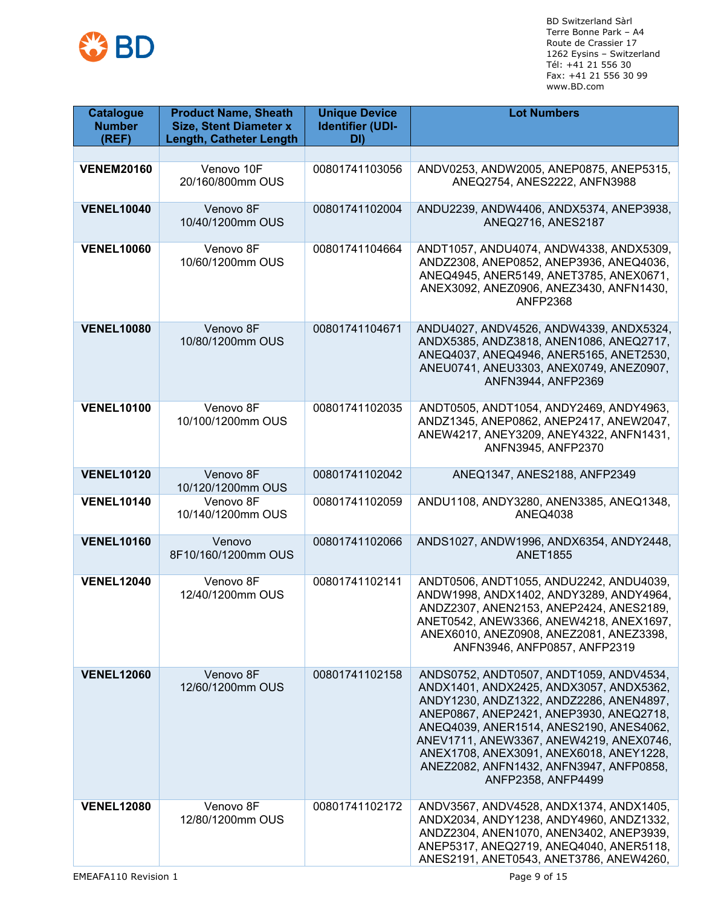BD Switzerland Sàrl
Terre Bonne Park – A4
Route de Crassier 17
1262 Eysins – Switzerland
Tél: +41 21 556 30
Fax: +41 21 556 30 99
www.BD.com

| Catalogue Number (REF) | Product Name, Sheath Size, Stent Diameter x Length, Catheter Length | Unique Device Identifier (UDI-DI) | Lot Numbers |
|---|---|---|---|
| | | | |
| **VENEM20160** | Venovo 10F 20/160/800mm OUS | 00801741103056 | ANDV0253, ANDW2005, ANEP0875, ANEP5315, ANEQ2754, ANES2222, ANFN3988 |
| **VENEL10040** | Venovo 8F 10/40/1200mm OUS | 00801741102004 | ANDU2239, ANDW4406, ANDX5374, ANEP3938, ANEQ2716, ANES2187 |
| **VENEL10060** | Venovo 8F 10/60/1200mm OUS | 00801741104664 | ANDT1057, ANDU4074, ANDW4338, ANDX5309, ANDZ2308, ANEP0852, ANEP3936, ANEQ4036, ANEQ4945, ANER5149, ANET3785, ANEX0671, ANEX3092, ANEZ0906, ANEZ3430, ANFN1430, ANFP2368 |
| **VENEL10080** | Venovo 8F 10/80/1200mm OUS | 00801741104671 | ANDU4027, ANDV4526, ANDW4339, ANDX5324, ANDX5385, ANDZ3818, ANEN1086, ANEQ2717, ANEQ4037, ANEQ4946, ANER5165, ANET2530, ANEU0741, ANEU3303, ANEX0749, ANEZ0907, ANFN3944, ANFP2369 |
| **VENEL10100** | Venovo 8F 10/100/1200mm OUS | 00801741102035 | ANDT0505, ANDT1054, ANDY2469, ANDY4963, ANDZ1345, ANEP0862, ANEP2417, ANEW2047, ANEW4217, ANEY3209, ANEY4322, ANFN1431, ANFN3945, ANFP2370 |
| **VENEL10120** | Venovo 8F 10/120/1200mm OUS | 00801741102042 | ANEQ1347, ANES2188, ANFP2349 |
| **VENEL10140** | Venovo 8F 10/140/1200mm OUS | 00801741102059 | ANDU1108, ANDY3280, ANEN3385, ANEQ1348, ANEQ4038 |
| **VENEL10160** | Venovo 8F10/160/1200mm OUS | 00801741102066 | ANDS1027, ANDW1996, ANDX6354, ANDY2448, ANET1855 |
| **VENEL12040** | Venovo 8F 12/40/1200mm OUS | 00801741102141 | ANDT0506, ANDT1055, ANDU2242, ANDU4039, ANDW1998, ANDX1402, ANDY3289, ANDY4964, ANDZ2307, ANEN2153, ANEP2424, ANES2189, ANET0542, ANEW3366, ANEW4218, ANEX1697, ANEX6010, ANEZ0908, ANEZ2081, ANEZ3398, ANFN3946, ANFP0857, ANFP2319 |
| **VENEL12060** | Venovo 8F 12/60/1200mm OUS | 00801741102158 | ANDS0752, ANDT0507, ANDT1059, ANDV4534, ANDX1401, ANDX2425, ANDX3057, ANDX5362, ANDY1230, ANDZ1322, ANDZ2286, ANEN4897, ANEP0867, ANEP2421, ANEP3930, ANEQ2718, ANEQ4039, ANER1514, ANES2190, ANES4062, ANEV1711, ANEW3367, ANEW4219, ANEX0746, ANEX1708, ANEX3091, ANEX6018, ANEY1228, ANEZ2082, ANFN1432, ANFN3947, ANFP0858, ANFP2358, ANFP4499 |
| **VENEL12080** | Venovo 8F 12/80/1200mm OUS | 00801741102172 | ANDV3567, ANDV4528, ANDX1374, ANDX1405, ANDX2034, ANDY1238, ANDY4960, ANDZ1332, ANDZ2304, ANEN1070, ANEN3402, ANEP3939, ANEP5317, ANEQ2719, ANEQ4040, ANER5118, ANES2191, ANET0543, ANET3786, ANEW4260, |

EMEAFA110 Revision 1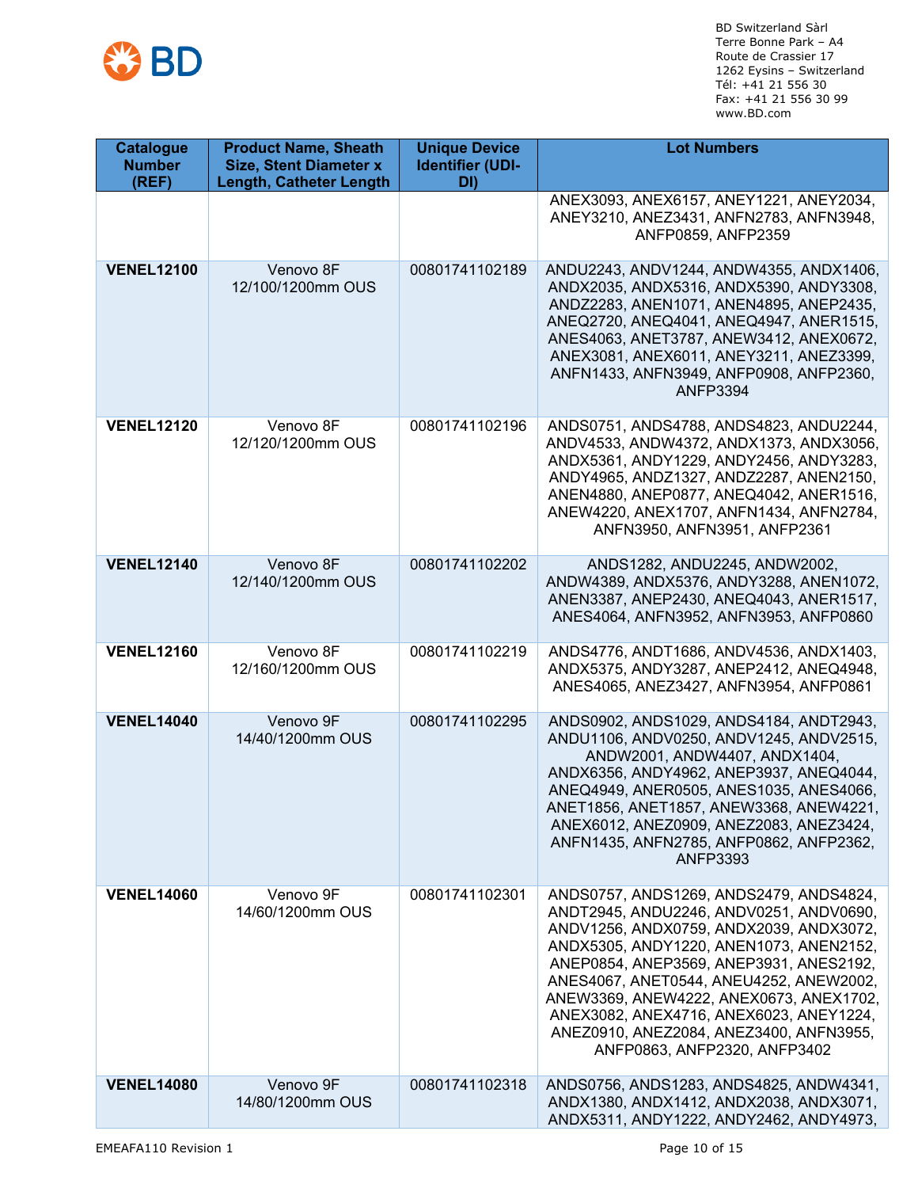BD Switzerland Sàrl
Terre Bonne Park – A4
Route de Crassier 17
1262 Eysins – Switzerland
Tél: +41 21 556 30
Fax: +41 21 556 30 99
www.BD.com

| Catalogue Number (REF) | Product Name, Sheath Size, Stent Diameter x Length, Catheter Length | Unique Device Identifier (UDI-DI) | Lot Numbers |
|---|---|---|---|
| | | | ANEX3093, ANEX6157, ANEY1221, ANEY2034, ANEY3210, ANEZ3431, ANFN2783, ANFN3948, ANFP0859, ANFP2359 |
| **VENEL12100** | Venovo 8F 12/100/1200mm OUS | 00801741102189 | ANDU2243, ANDV1244, ANDW4355, ANDX1406, ANDX2035, ANDX5316, ANDX5390, ANDY3308, ANDZ2283, ANEN1071, ANEN4895, ANEP2435, ANEQ2720, ANEQ4041, ANEQ4947, ANER1515, ANES4063, ANET3787, ANEW3412, ANEX0672, ANEX3081, ANEX6011, ANEY3211, ANEZ3399, ANFN1433, ANFN3949, ANFP0908, ANFP2360, ANFP3394 |
| **VENEL12120** | Venovo 8F 12/120/1200mm OUS | 00801741102196 | ANDS0751, ANDS4788, ANDS4823, ANDU2244, ANDV4533, ANDW4372, ANDX1373, ANDX3056, ANDX5361, ANDY1229, ANDY2456, ANDY3283, ANDY4965, ANDZ1327, ANDZ2287, ANEN2150, ANEN4880, ANEP0877, ANEQ4042, ANER1516, ANEW4220, ANEX1707, ANFN1434, ANFN2784, ANFN3950, ANFN3951, ANFP2361 |
| **VENEL12140** | Venovo 8F 12/140/1200mm OUS | 00801741102202 | ANDS1282, ANDU2245, ANDW2002, ANDW4389, ANDX5376, ANDY3288, ANEN1072, ANEN3387, ANEP2430, ANEQ4043, ANER1517, ANES4064, ANFN3952, ANFN3953, ANFP0860 |
| **VENEL12160** | Venovo 8F 12/160/1200mm OUS | 00801741102219 | ANDS4776, ANDT1686, ANDV4536, ANDX1403, ANDX5375, ANDY3287, ANEP2412, ANEQ4948, ANES4065, ANEZ3427, ANFN3954, ANFP0861 |
| **VENEL14040** | Venovo 9F 14/40/1200mm OUS | 00801741102295 | ANDS0902, ANDS1029, ANDS4184, ANDT2943, ANDU1106, ANDV0250, ANDV1245, ANDV2515, ANDW2001, ANDW4407, ANDX1404, ANDX6356, ANDY4962, ANEP3937, ANEQ4044, ANEQ4949, ANER0505, ANES1035, ANES4066, ANET1856, ANET1857, ANEW3368, ANEW4221, ANEX6012, ANEZ0909, ANEZ2083, ANEZ3424, ANFN1435, ANFN2785, ANFP0862, ANFP2362, ANFP3393 |
| **VENEL14060** | Venovo 9F 14/60/1200mm OUS | 00801741102301 | ANDS0757, ANDS1269, ANDS2479, ANDS4824, ANDT2945, ANDU2246, ANDV0251, ANDV0690, ANDV1256, ANDX0759, ANDX2039, ANDX3072, ANDX5305, ANDY1220, ANEN1073, ANEN2152, ANEP0854, ANEP3569, ANEP3931, ANES2192, ANES4067, ANET0544, ANEU4252, ANEW2002, ANEW3369, ANEW4222, ANEX0673, ANEX1702, ANEX3082, ANEX4716, ANEX6023, ANEY1224, ANEZ0910, ANEZ2084, ANEZ3400, ANFN3955, ANFP0863, ANFP2320, ANFP3402 |
| **VENEL14080** | Venovo 9F 14/80/1200mm OUS | 00801741102318 | ANDS0756, ANDS1283, ANDS4825, ANDW4341, ANDX1380, ANDX1412, ANDX2038, ANDX3071, ANDX5311, ANDY1222, ANDY2462, ANDY4973, |

EMEAFA110 Revision 1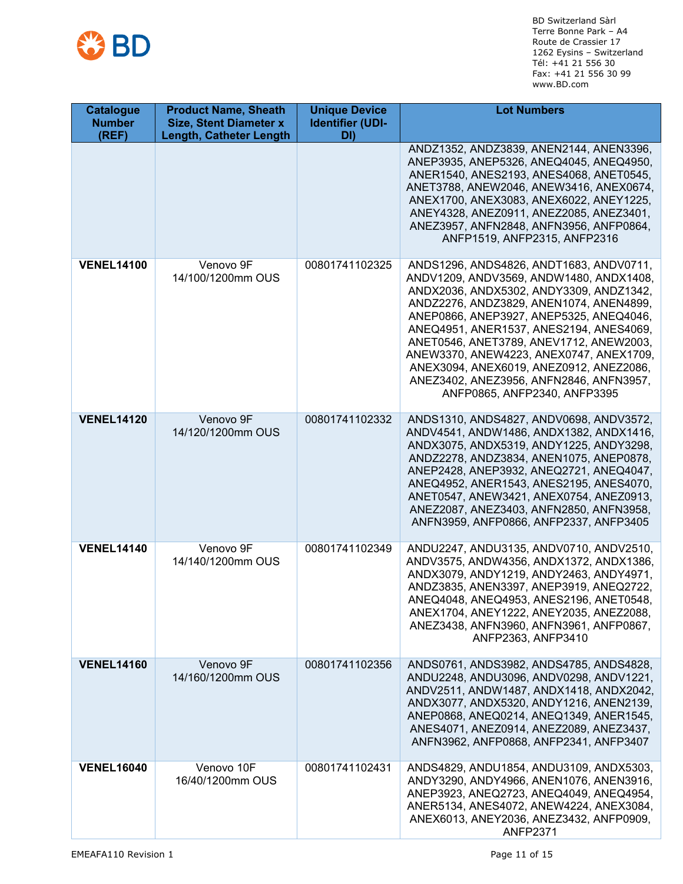BD Switzerland Sàrl
Terre Bonne Park – A4
Route de Crassier 17
1262 Eysins – Switzerland
Tél: +41 21 556 30
Fax: +41 21 556 30 99
www.BD.com

| Catalogue Number (REF) | Product Name, Sheath Size, Stent Diameter x Length, Catheter Length | Unique Device Identifier (UDI-DI) | Lot Numbers |
|---|---|---|---|
| | | | ANDZ1352, ANDZ3839, ANEN2144, ANEN3396, ANEP3935, ANEP5326, ANEQ4045, ANEQ4950, ANER1540, ANES2193, ANES4068, ANET0545, ANET3788, ANEW2046, ANEW3416, ANEX0674, ANEX1700, ANEX3083, ANEX6022, ANEY1225, ANEY4328, ANEZ0911, ANEZ2085, ANEZ3401, ANEZ3957, ANFN2848, ANFN3956, ANFP0864, ANFP1519, ANFP2315, ANFP2316 |
| **VENEL14100** | Venovo 9F 14/100/1200mm OUS | 00801741102325 | ANDS1296, ANDS4826, ANDT1683, ANDV0711, ANDV1209, ANDV3569, ANDW1480, ANDX1408, ANDX2036, ANDX5302, ANDY3309, ANDZ1342, ANDZ2276, ANDZ3829, ANEN1074, ANEN4899, ANEP0866, ANEP3927, ANEP5325, ANEQ4046, ANEQ4951, ANER1537, ANES2194, ANES4069, ANET0546, ANET3789, ANEV1712, ANEW2003, ANEW3370, ANEW4223, ANEX0747, ANEX1709, ANEX3094, ANEX6019, ANEZ0912, ANEZ2086, ANEZ3402, ANEZ3956, ANFN2846, ANFN3957, ANFP0865, ANFP2340, ANFP3395 |
| **VENEL14120** | Venovo 9F 14/120/1200mm OUS | 00801741102332 | ANDS1310, ANDS4827, ANDV0698, ANDV3572, ANDV4541, ANDW1486, ANDX1382, ANDX1416, ANDX3075, ANDX5319, ANDY1225, ANDY3298, ANDZ2278, ANDZ3834, ANEN1075, ANEP0878, ANEP2428, ANEP3932, ANEQ2721, ANEQ4047, ANEQ4952, ANER1543, ANES2195, ANES4070, ANET0547, ANEW3421, ANEX0754, ANEZ0913, ANEZ2087, ANEZ3403, ANFN2850, ANFN3958, ANFN3959, ANFP0866, ANFP2337, ANFP3405 |
| **VENEL14140** | Venovo 9F 14/140/1200mm OUS | 00801741102349 | ANDU2247, ANDU3135, ANDV0710, ANDV2510, ANDV3575, ANDW4356, ANDX1372, ANDX1386, ANDX3079, ANDY1219, ANDY2463, ANDY4971, ANDZ3835, ANEN3397, ANEP3919, ANEQ2722, ANEQ4048, ANEQ4953, ANES2196, ANET0548, ANEX1704, ANEY1222, ANEY2035, ANEZ2088, ANEZ3438, ANFN3960, ANFN3961, ANFP0867, ANFP2363, ANFP3410 |
| **VENEL14160** | Venovo 9F 14/160/1200mm OUS | 00801741102356 | ANDS0761, ANDS3982, ANDS4785, ANDS4828, ANDU2248, ANDU3096, ANDV0298, ANDV1221, ANDV2511, ANDW1487, ANDX1418, ANDX2042, ANDX3077, ANDX5320, ANDY1216, ANEN2139, ANEP0868, ANEQ0214, ANEQ1349, ANER1545, ANES4071, ANEZ0914, ANEZ2089, ANEZ3437, ANFN3962, ANFP0868, ANFP2341, ANFP3407 |
| **VENEL16040** | Venovo 10F 16/40/1200mm OUS | 00801741102431 | ANDS4829, ANDU1854, ANDU3109, ANDX5303, ANDY3290, ANDY4966, ANEN1076, ANEN3916, ANEP3923, ANEQ2723, ANEQ4049, ANEQ4954, ANER5134, ANES4072, ANEW4224, ANEX3084, ANEX6013, ANEY2036, ANEZ3432, ANFP0909, ANFP2371 |

EMEAFA110 Revision 1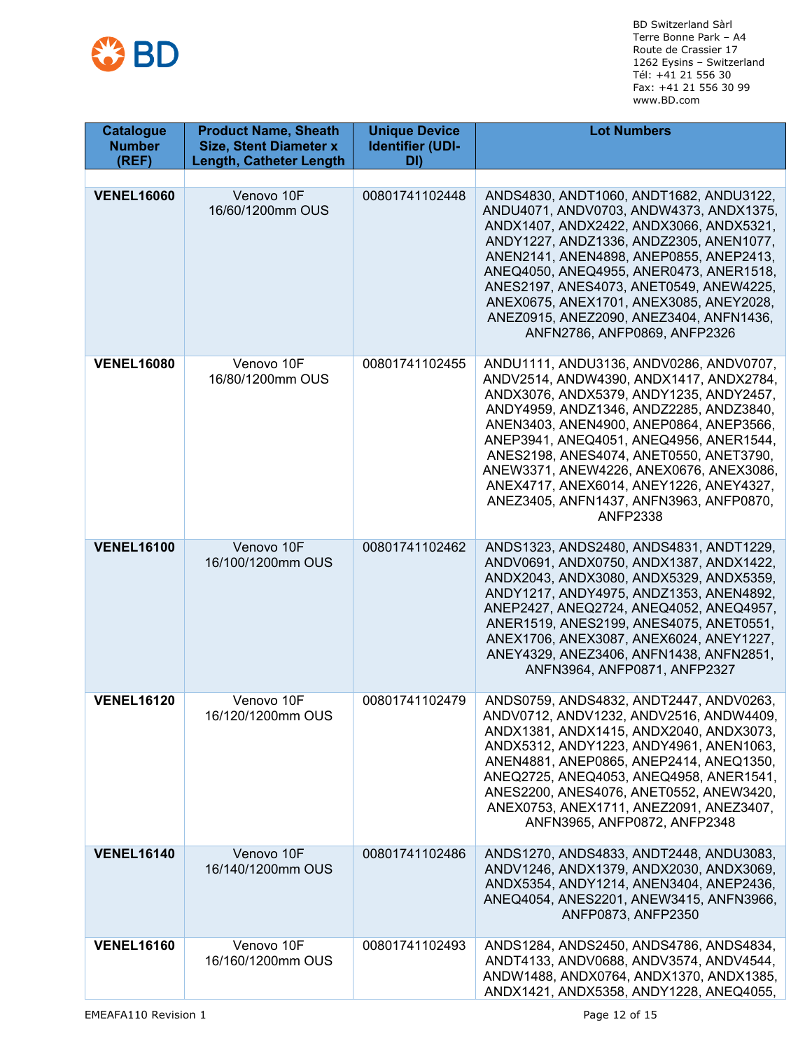BD Switzerland Sàrl
Terre Bonne Park – A4
Route de Crassier 17
1262 Eysins – Switzerland
Tél: +41 21 556 30
Fax: +41 21 556 30 99
www.BD.com

| Catalogue Number (REF) | Product Name, Sheath Size, Stent Diameter x Length, Catheter Length | Unique Device Identifier (UDI-DI) | Lot Numbers |
|---|---|---|---|
| | | | |
| **VENEL16060** | Venovo 10F 16/60/1200mm OUS | 00801741102448 | ANDS4830, ANDT1060, ANDT1682, ANDU3122, ANDU4071, ANDV0703, ANDW4373, ANDX1375, ANDX1407, ANDX2422, ANDX3066, ANDX5321, ANDY1227, ANDZ1336, ANDZ2305, ANEN1077, ANEN2141, ANEN4898, ANEP0855, ANEP2413, ANEQ4050, ANEQ4955, ANER0473, ANER1518, ANES2197, ANES4073, ANET0549, ANEW4225, ANEX0675, ANEX1701, ANEX3085, ANEY2028, ANEZ0915, ANEZ2090, ANEZ3404, ANFN1436, ANFN2786, ANFP0869, ANFP2326 |
| **VENEL16080** | Venovo 10F 16/80/1200mm OUS | 00801741102455 | ANDU1111, ANDU3136, ANDV0286, ANDV0707, ANDV2514, ANDW4390, ANDX1417, ANDX2784, ANDX3076, ANDX5379, ANDY1235, ANDY2457, ANDY4959, ANDZ1346, ANDZ2285, ANDZ3840, ANEN3403, ANEN4900, ANEP0864, ANEP3566, ANEP3941, ANEQ4051, ANEQ4956, ANER1544, ANES2198, ANES4074, ANET0550, ANET3790, ANEW3371, ANEW4226, ANEX0676, ANEX3086, ANEX4717, ANEX6014, ANEY1226, ANEY4327, ANEZ3405, ANFN1437, ANFN3963, ANFP0870, ANFP2338 |
| **VENEL16100** | Venovo 10F 16/100/1200mm OUS | 00801741102462 | ANDS1323, ANDS2480, ANDS4831, ANDT1229, ANDV0691, ANDX0750, ANDX1387, ANDX1422, ANDX2043, ANDX3080, ANDX5329, ANDX5359, ANDY1217, ANDY4975, ANDZ1353, ANEN4892, ANEP2427, ANEQ2724, ANEQ4052, ANEQ4957, ANER1519, ANES2199, ANES4075, ANET0551, ANEX1706, ANEX3087, ANEX6024, ANEY1227, ANEY4329, ANEZ3406, ANFN1438, ANFN2851, ANFN3964, ANFP0871, ANFP2327 |
| **VENEL16120** | Venovo 10F 16/120/1200mm OUS | 00801741102479 | ANDS0759, ANDS4832, ANDT2447, ANDV0263, ANDV0712, ANDV1232, ANDV2516, ANDW4409, ANDX1381, ANDX1415, ANDX2040, ANDX3073, ANDX5312, ANDY1223, ANDY4961, ANEN1063, ANEN4881, ANEP0865, ANEP2414, ANEQ1350, ANEQ2725, ANEQ4053, ANEQ4958, ANER1541, ANES2200, ANES4076, ANET0552, ANEW3420, ANEX0753, ANEX1711, ANEZ2091, ANEZ3407, ANFN3965, ANFP0872, ANFP2348 |
| **VENEL16140** | Venovo 10F 16/140/1200mm OUS | 00801741102486 | ANDS1270, ANDS4833, ANDT2448, ANDU3083, ANDV1246, ANDX1379, ANDX2030, ANDX3069, ANDX5354, ANDY1214, ANEN3404, ANEP2436, ANEQ4054, ANES2201, ANEW3415, ANFN3966, ANFP0873, ANFP2350 |
| **VENEL16160** | Venovo 10F 16/160/1200mm OUS | 00801741102493 | ANDS1284, ANDS2450, ANDS4786, ANDS4834, ANDT4133, ANDV0688, ANDV3574, ANDV4544, ANDW1488, ANDX0764, ANDX1370, ANDX1385, ANDX1421, ANDX5358, ANDY1228, ANEQ4055, |

EMEAFA110 Revision 1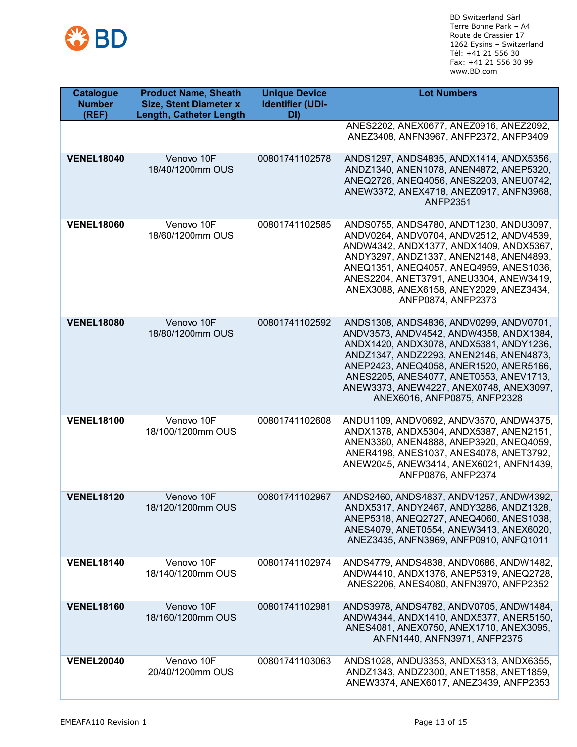BD Switzerland Sàrl
Terre Bonne Park – A4
Route de Crassier 17
1262 Eysins – Switzerland
Tél: +41 21 556 30
Fax: +41 21 556 30 99
www.BD.com

| Catalogue Number (REF) | Product Name, Sheath Size, Stent Diameter x Length, Catheter Length | Unique Device Identifier (UDI-DI) | Lot Numbers |
|---|---|---|---|
| | | | ANES2202, ANEX0677, ANEZ0916, ANEZ2092, ANEZ3408, ANFN3967, ANFP2372, ANFP3409 |
| **VENEL18040** | Venovo 10F 18/40/1200mm OUS | 00801741102578 | ANDS1297, ANDS4835, ANDX1414, ANDX5356, ANDZ1340, ANEN1078, ANEN4872, ANEP5320, ANEQ2726, ANEQ4056, ANES2203, ANEU0742, ANEW3372, ANEX4718, ANEZ0917, ANFN3968, ANFP2351 |
| **VENEL18060** | Venovo 10F 18/60/1200mm OUS | 00801741102585 | ANDS0755, ANDS4780, ANDT1230, ANDU3097, ANDV0264, ANDV0704, ANDV2512, ANDV4539, ANDW4342, ANDX1377, ANDX1409, ANDX5367, ANDY3297, ANDZ1337, ANEN2148, ANEN4893, ANEQ1351, ANEQ4057, ANEQ4959, ANES1036, ANES2204, ANET3791, ANEU3304, ANEW3419, ANEX3088, ANEX6158, ANEY2029, ANEZ3434, ANFP0874, ANFP2373 |
| **VENEL18080** | Venovo 10F 18/80/1200mm OUS | 00801741102592 | ANDS1308, ANDS4836, ANDV0299, ANDV0701, ANDV3573, ANDV4542, ANDW4358, ANDX1384, ANDX1420, ANDX3078, ANDX5381, ANDY1236, ANDZ1347, ANDZ2293, ANEN2146, ANEN4873, ANEP2423, ANEQ4058, ANER1520, ANER5166, ANES2205, ANES4077, ANET0553, ANEV1713, ANEW3373, ANEW4227, ANEX0748, ANEX3097, ANEX6016, ANFP0875, ANFP2328 |
| **VENEL18100** | Venovo 10F 18/100/1200mm OUS | 00801741102608 | ANDU1109, ANDV0692, ANDV3570, ANDW4375, ANDX1378, ANDX5304, ANDX5387, ANEN2151, ANEN3380, ANEN4888, ANEP3920, ANEQ4059, ANER4198, ANES1037, ANES4078, ANET3792, ANEW2045, ANEW3414, ANEX6021, ANFN1439, ANFP0876, ANFP2374 |
| **VENEL18120** | Venovo 10F 18/120/1200mm OUS | 00801741102967 | ANDS2460, ANDS4837, ANDV1257, ANDW4392, ANDX5317, ANDY2467, ANDY3286, ANDZ1328, ANEP5318, ANEQ2727, ANEQ4060, ANES1038, ANES4079, ANET0554, ANEW3413, ANEX6020, ANEZ3435, ANFN3969, ANFP0910, ANFQ1011 |
| **VENEL18140** | Venovo 10F 18/140/1200mm OUS | 00801741102974 | ANDS4779, ANDS4838, ANDV0686, ANDW1482, ANDW4410, ANDX1376, ANEP5319, ANEQ2728, ANES2206, ANES4080, ANFN3970, ANFP2352 |
| **VENEL18160** | Venovo 10F 18/160/1200mm OUS | 00801741102981 | ANDS3978, ANDS4782, ANDV0705, ANDW1484, ANDW4344, ANDX1410, ANDX5377, ANER5150, ANES4081, ANEX0750, ANEX1710, ANEX3095, ANFN1440, ANFN3971, ANFP2375 |
| **VENEL20040** | Venovo 10F 20/40/1200mm OUS | 00801741103063 | ANDS1028, ANDU3353, ANDX5313, ANDX6355, ANDZ1343, ANDZ2300, ANET1858, ANET1859, ANEW3374, ANEX6017, ANEZ3439, ANFP2353 |

EMEAFA110 Revision 1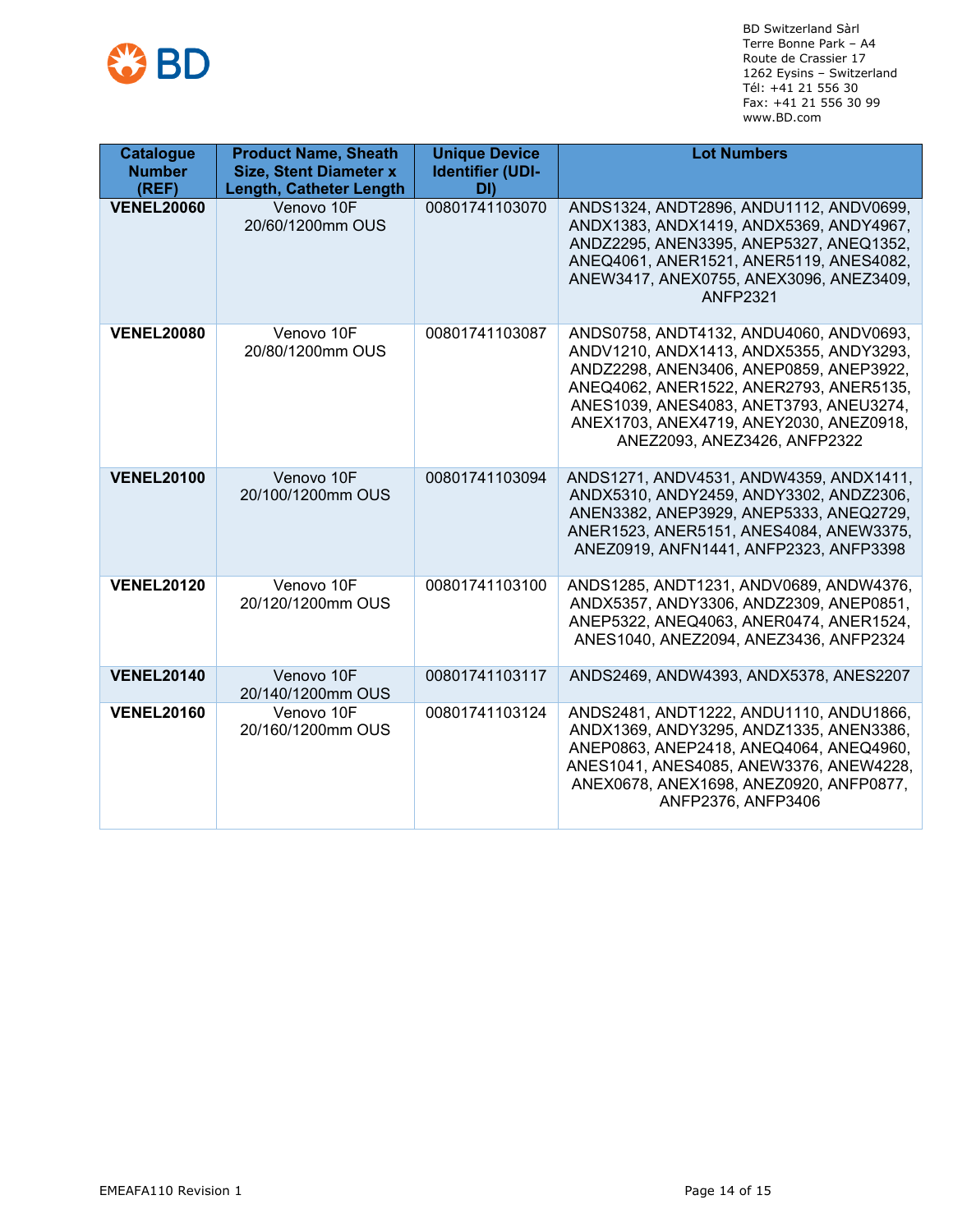BD Switzerland Sàrl
Terre Bonne Park – A4
Route de Crassier 17
1262 Eysins – Switzerland
Tél: +41 21 556 30
Fax: +41 21 556 30 99
www.BD.com

| Catalogue Number (REF) | Product Name, Sheath Size, Stent Diameter x Length, Catheter Length | Unique Device Identifier (UDI-DI) | Lot Numbers |
|---|---|---|---|
| **VENEL20060** | Venovo 10F 20/60/1200mm OUS | 00801741103070 | ANDS1324, ANDT2896, ANDU1112, ANDV0699, ANDX1383, ANDX1419, ANDX5369, ANDY4967, ANDZ2295, ANEN3395, ANEP5327, ANEQ1352, ANEQ4061, ANER1521, ANER5119, ANES4082, ANEW3417, ANEX0755, ANEX3096, ANEZ3409, ANFP2321 |
| **VENEL20080** | Venovo 10F 20/80/1200mm OUS | 00801741103087 | ANDS0758, ANDT4132, ANDU4060, ANDV0693, ANDV1210, ANDX1413, ANDX5355, ANDY3293, ANDZ2298, ANEN3406, ANEP0859, ANEP3922, ANEQ4062, ANER1522, ANER2793, ANER5135, ANES1039, ANES4083, ANET3793, ANEU3274, ANEX1703, ANEX4719, ANEY2030, ANEZ0918, ANEZ2093, ANEZ3426, ANFP2322 |
| **VENEL20100** | Venovo 10F 20/100/1200mm OUS | 00801741103094 | ANDS1271, ANDV4531, ANDW4359, ANDX1411, ANDX5310, ANDY2459, ANDY3302, ANDZ2306, ANEN3382, ANEP3929, ANEP5333, ANEQ2729, ANER1523, ANER5151, ANES4084, ANEW3375, ANEZ0919, ANFN1441, ANFP2323, ANFP3398 |
| **VENEL20120** | Venovo 10F 20/120/1200mm OUS | 00801741103100 | ANDS1285, ANDT1231, ANDV0689, ANDW4376, ANDX5357, ANDY3306, ANDZ2309, ANEP0851, ANEP5322, ANEQ4063, ANER0474, ANER1524, ANES1040, ANEZ2094, ANEZ3436, ANFP2324 |
| **VENEL20140** | Venovo 10F 20/140/1200mm OUS | 00801741103117 | ANDS2469, ANDW4393, ANDX5378, ANES2207 |
| **VENEL20160** | Venovo 10F 20/160/1200mm OUS | 00801741103124 | ANDS2481, ANDT1222, ANDU1110, ANDU1866, ANDX1369, ANDY3295, ANDZ1335, ANEN3386, ANEP0863, ANEP2418, ANEQ4064, ANEQ4960, ANES1041, ANES4085, ANEW3376, ANEW4228, ANEX0678, ANEX1698, ANEZ0920, ANFP0877, ANFP2376, ANFP3406 |

EMEAFA110 Revision 1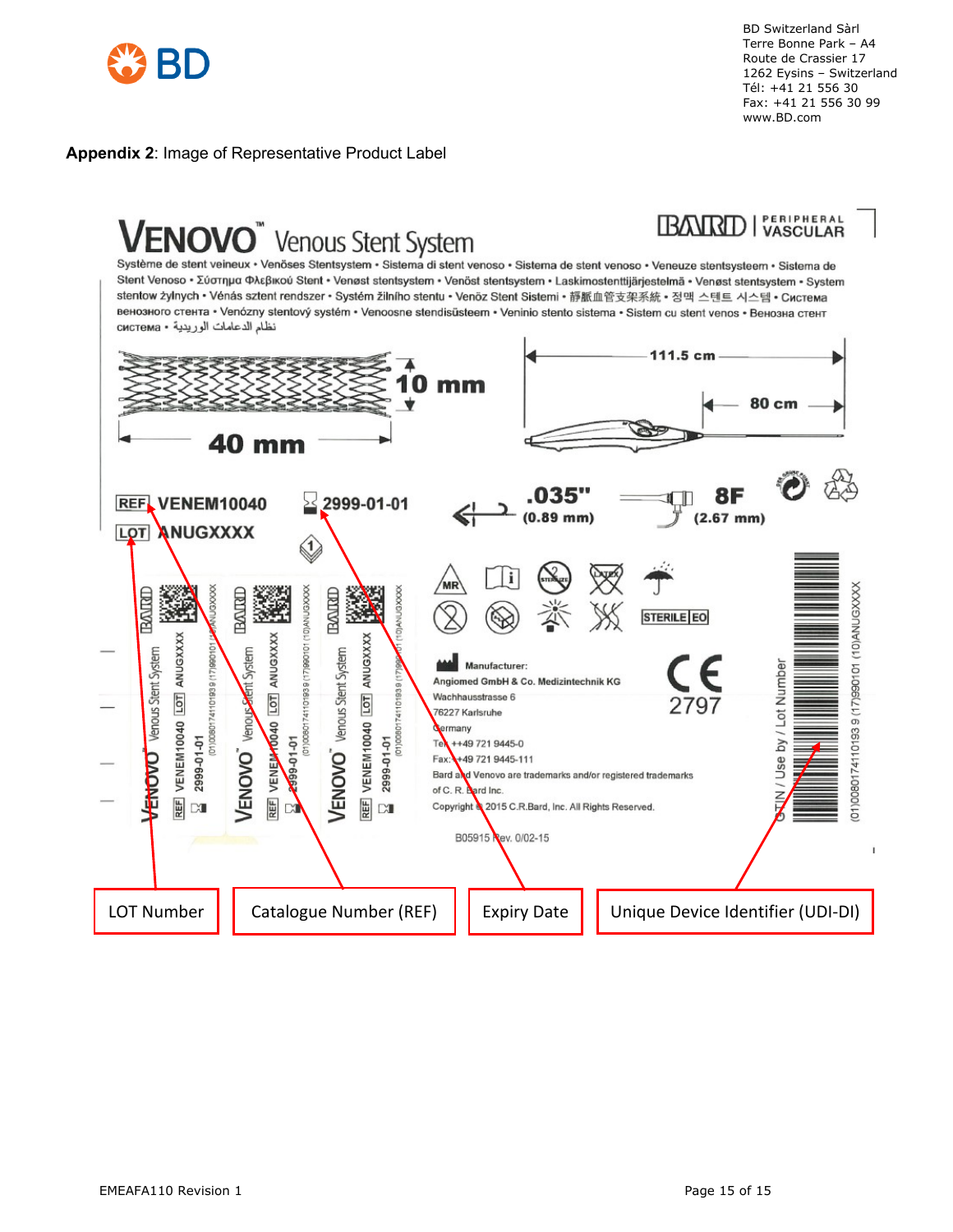BD Switzerland Sàrl
Terre Bonne Park – A4
Route de Crassier 17
1262 Eysins – Switzerland
Tél: +41 21 556 30
Fax: +41 21 556 30 99
www.BD.com

**Appendix 2**: Image of Representative Product Label

VENOVO™ Venous Stent System

BARD | PERIPHERAL VASCULAR

Système de stent veineux • Venöses Stentsystem • Sistema di stent venoso • Sistema de stent venoso • Veneuze stentsysteem • Sistema de Stent Venoso • Σύστημα Φλεβικού Stent • Venøst stentsystem • Venöst stentsystem • Laskimostenttijärjestelmä • Venøst stentsystem • System stentow żylnych • Vénás sztent rendszer • Systém žilního stentu • Venöz Stent Sistemi • 静脈血管支架系統 • 정맥 스텐트 시스템 • Система венозного стента • Venózny stentový systém • Venoosne stendisüsteem • Veninio stento sistema • Sistem cu stent venos • Венозна стент система • نظام الدعامات الوريدية

10 mm

40 mm

111.5 cm

80 cm

REF VENEM10040

LOT ANUGXXXX

2999-01-01

.035" (0.89 mm)

8F (2.67 mm)

STERILE EO

Manufacturer:
Angiomed GmbH & Co. Medizintechnik KG
Wachhausstrasse 6
76227 Karlsruhe
Germany
Tel: ++49 721 9445-0
Fax: ++49 721 9445-111
Bard and Venovo are trademarks and/or registered trademarks of C. R. Bard Inc.
Copyright © 2015 C.R.Bard, Inc. All Rights Reserved.

CE 2797

B05915 Rev. 0/02-15

GTIN / Use by / Lot Number

(01)00801741101939 (17)990101 (10)ANUGXXXX

LOT Number

Catalogue Number (REF)

Expiry Date

Unique Device Identifier (UDI-DI)

EMEAFA110 Revision 1